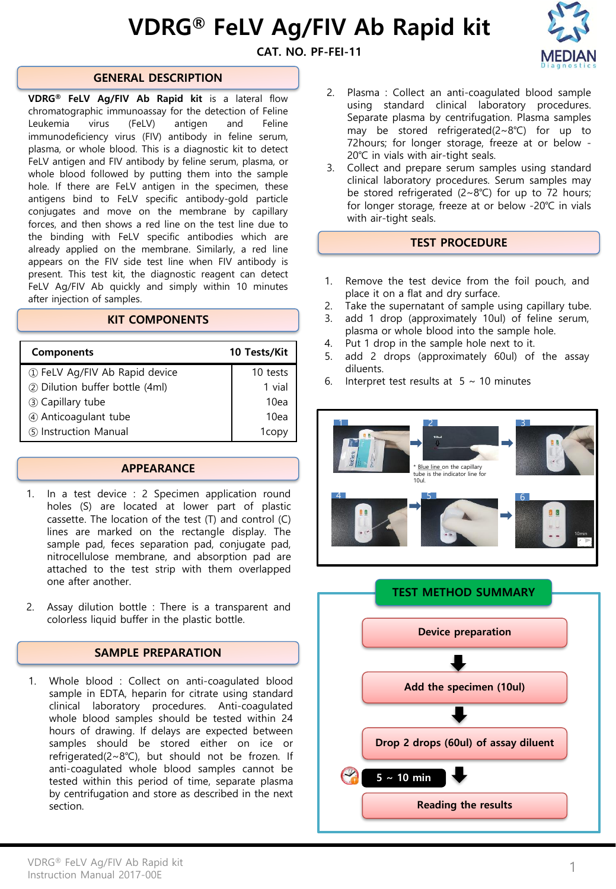# VDRG® FeLV Ag/FIV Ab Rapid kit

**CAT. NO. PF-FEI-11**

## GENERAL DESCRIPTION

**VDRG® FeLV Ag/FIV Ab Rapid kit** is a lateral flow chromatographic immunoassay for the detection of Feline Leukemia virus (FeLV) antigen and Feline immunodeficiency virus (FIV) antibody in feline serum, plasma, or whole blood. This is a diagnostic kit to detect FeLV antigen and FIV antibody by feline serum, plasma, or whole blood followed by putting them into the sample hole. If there are FeLV antigen in the specimen, these antigens bind to FeLV specific antibody-gold particle conjugates and move on the membrane by capillary forces, and then shows a red line on the test line due to the binding with FeLV specific antibodies which are already applied on the membrane. Similarly, a red line appears on the FIV side test line when FIV antibody is present. This test kit, the diagnostic reagent can detect FeLV Ag/FIV Ab quickly and simply within 10 minutes after injection of samples.

## KIT COMPONENTS

| Components | 10 Tests/Kit |
|---|---|
| ① FeLV Ag/FIV Ab Rapid device | 10 tests |
| ② Dilution buffer bottle (4ml) | 1 vial |
| ③ Capillary tube | 10ea |
| ④ Anticoagulant tube | 10ea |
| ⑤ Instruction Manual | 1copy |

## APPEARANCE

1. In a test device : 2 Specimen application round holes (S) are located at lower part of plastic cassette. The location of the test (T) and control (C) lines are marked on the rectangle display. The sample pad, feces separation pad, conjugate pad, nitrocellulose membrane, and absorption pad are attached to the test strip with them overlapped one after another.

2. Assay dilution bottle : There is a transparent and colorless liquid buffer in the plastic bottle.

## SAMPLE PREPARATION

1. Whole blood : Collect on anti-coagulated blood sample in EDTA, heparin for citrate using standard clinical laboratory procedures. Anti-coagulated whole blood samples should be tested within 24 hours of drawing. If delays are expected between samples should be stored either on ice or refrigerated(2~8℃), but should not be frozen. If anti-coagulated whole blood samples cannot be tested within this period of time, separate plasma by centrifugation and store as described in the next section.
2. Plasma : Collect an anti-coagulated blood sample using standard clinical laboratory procedures. Separate plasma by centrifugation. Plasma samples may be stored refrigerated(2~8℃) for up to 72hours; for longer storage, freeze at or below -20℃ in vials with air-tight seals.
3. Collect and prepare serum samples using standard clinical laboratory procedures. Serum samples may be stored refrigerated (2~8℃) for up to 72 hours; for longer storage, freeze at or below -20℃ in vials with air-tight seals.

## TEST PROCEDURE

1. Remove the test device from the foil pouch, and place it on a flat and dry surface.
2. Take the supernatant of sample using capillary tube.
3. add 1 drop (approximately 10ul) of feline serum, plasma or whole blood into the sample hole.
4. Put 1 drop in the sample hole next to it.
5. add 2 drops (approximately 60ul) of the assay diluents.
6. Interpret test results at 5 ~ 10 minutes

1 → 2 → 3

4 → 5 → 6

* Blue line on the capillary tube is the indicator line for 10ul.

## TEST METHOD SUMMARY

Device preparation
↓
Add the specimen (10ul)
↓
Drop 2 drops (60ul) of assay diluent
↓ 5 ~ 10 min
Reading the results

VDRG® FeLV Ag/FIV Ab Rapid kit
Instruction Manual 2017-00E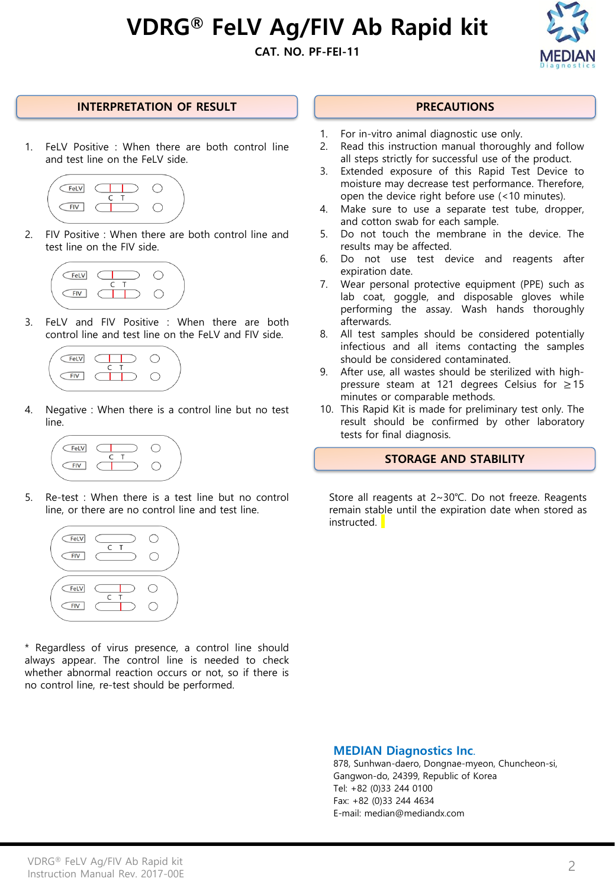# VDRG® FeLV Ag/FIV Ab Rapid kit

**CAT. NO. PF-FEI-11**

## INTERPRETATION OF RESULT

1. FeLV Positive : When there are both control line and test line on the FeLV side.

FeLV
C T
FIV

2. FIV Positive : When there are both control line and test line on the FIV side.

FeLV
C T
FIV

3. FeLV and FIV Positive : When there are both control line and test line on the FeLV and FIV side.

FeLV
C T
FIV

4. Negative : When there is a control line but no test line.

FeLV
C T
FIV

5. Re-test : When there is a test line but no control line, or there are no control line and test line.

FeLV
C T
FIV

FeLV
C T
FIV

* Regardless of virus presence, a control line should always appear. The control line is needed to check whether abnormal reaction occurs or not, so if there is no control line, re-test should be performed.

## PRECAUTIONS

1. For in-vitro animal diagnostic use only.
2. Read this instruction manual thoroughly and follow all steps strictly for successful use of the product.
3. Extended exposure of this Rapid Test Device to moisture may decrease test performance. Therefore, open the device right before use (<10 minutes).
4. Make sure to use a separate test tube, dropper, and cotton swab for each sample.
5. Do not touch the membrane in the device. The results may be affected.
6. Do not use test device and reagents after expiration date.
7. Wear personal protective equipment (PPE) such as lab coat, goggle, and disposable gloves while performing the assay. Wash hands thoroughly afterwards.
8. All test samples should be considered potentially infectious and all items contacting the samples should be considered contaminated.
9. After use, all wastes should be sterilized with high-pressure steam at 121 degrees Celsius for ≥15 minutes or comparable methods.
10. This Rapid Kit is made for preliminary test only. The result should be confirmed by other laboratory tests for final diagnosis.

## STORAGE AND STABILITY

Store all reagents at 2~30℃. Do not freeze. Reagents remain stable until the expiration date when stored as instructed.

**MEDIAN Diagnostics Inc.**
878, Sunhwan-daero, Dongnae-myeon, Chuncheon-si,
Gangwon-do, 24399, Republic of Korea
Tel: +82 (0)33 244 0100
Fax: +82 (0)33 244 4634
E-mail: median@mediandx.com